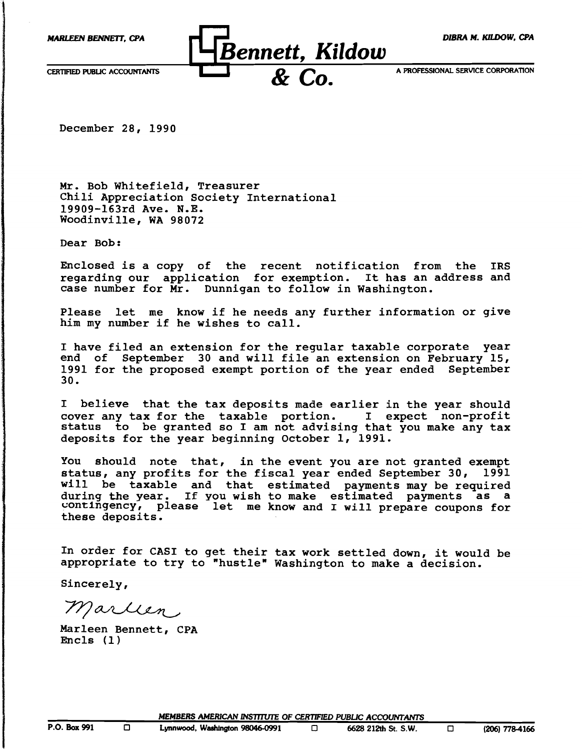MARLEEN BENNETT, CPA

**Bennett, Kildow & Co.**

DIBRA M. KILDOW, CPA

CERTIFIED PUBLIC ACCOUNTANTS

A PROFESSIONAL SERVICE CORPORATION

December 28, 1990

Mr. Bob Whitefield, Treasurer
Chili Appreciation Society International
19909-163rd Ave. N.E.
Woodinville, WA 98072

Dear Bob:

Enclosed is a copy of the recent notification from the IRS regarding our application for exemption. It has an address and case number for Mr. Dunnigan to follow in Washington.

Please let me know if he needs any further information or give him my number if he wishes to call.

I have filed an extension for the regular taxable corporate year end of September 30 and will file an extension on February 15, 1991 for the proposed exempt portion of the year ended September 30.

I believe that the tax deposits made earlier in the year should cover any tax for the taxable portion. I expect non-profit status to be granted so I am not advising that you make any tax deposits for the year beginning October 1, 1991.

You should note that, in the event you are not granted exempt status, any profits for the fiscal year ended September 30, 1991 will be taxable and that estimated payments may be required during the year. If you wish to make estimated payments as a contingency, please let me know and I will prepare coupons for these deposits.

In order for CASI to get their tax work settled down, it would be appropriate to try to "hustle" Washington to make a decision.

Sincerely,

Marleen

Marleen Bennett, CPA
Encls (1)

MEMBERS AMERICAN INSTITUTE OF CERTIFIED PUBLIC ACCOUNTANTS

P.O. Box 991 □ Lynnwood, Washington 98046-0991 □ 6628 212th St. S.W. □ (206) 778-4166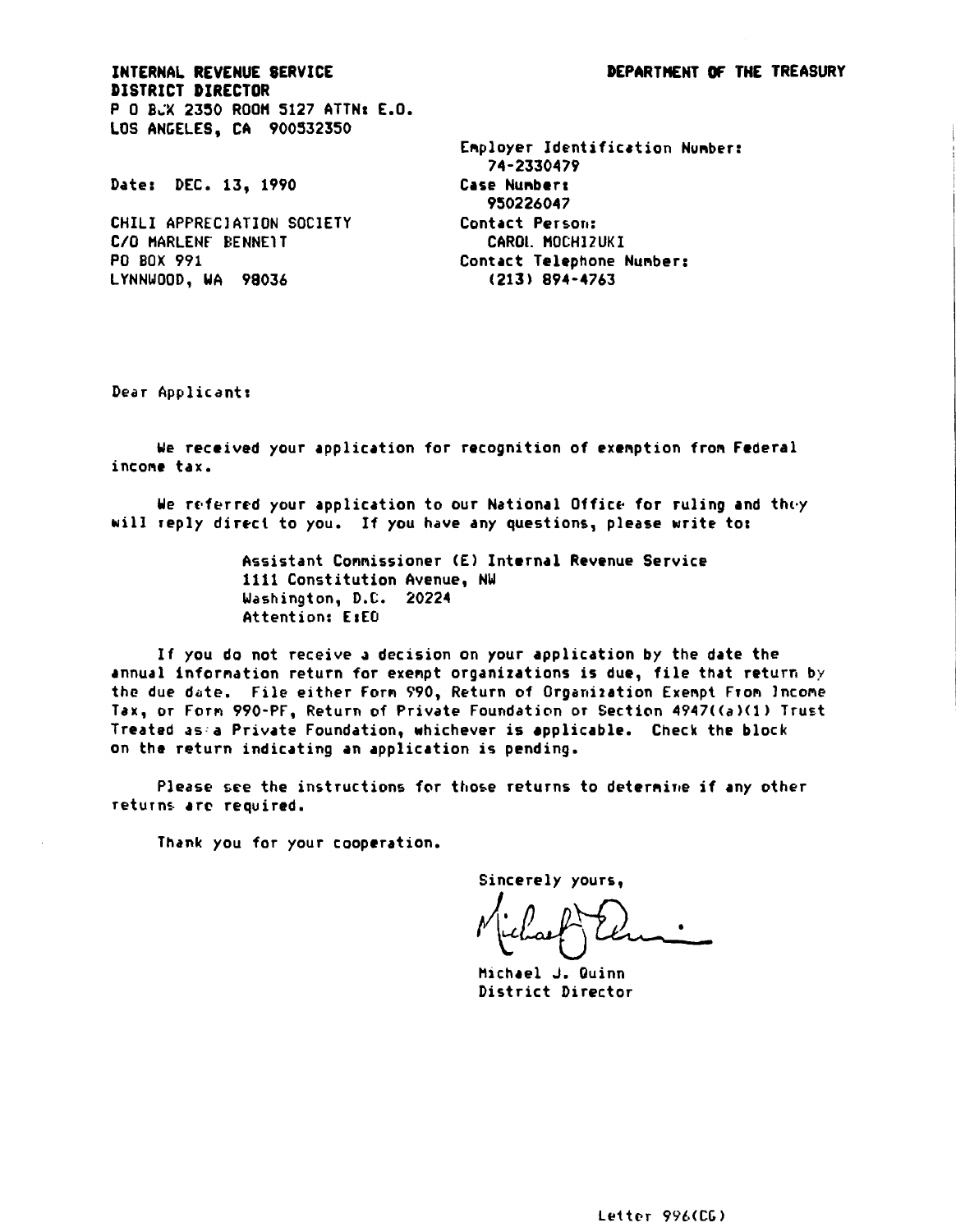**INTERNAL REVENUE SERVICE**
**DISTRICT DIRECTOR**
**P O BOX 2350 ROOM 5127 ATTN: E.O.**
**LOS ANGELES, CA 900532350**

**DEPARTMENT OF THE TREASURY**

Date: DEC. 13, 1990

CHILI APPRECIATION SOCIETY
C/O MARLENE BENNETT
PO BOX 991
LYNNWOOD, WA 98036

Employer Identification Number:
74-2330479
Case Number:
950226047
Contact Person:
CAROL MOCHIZUKI
Contact Telephone Number:
(213) 894-4763

Dear Applicant:

We received your application for recognition of exemption from Federal income tax.

We referred your application to our National Office for ruling and they will reply direct to you. If you have any questions, please write to:

> Assistant Commissioner (E) Internal Revenue Service
> 1111 Constitution Avenue, NW
> Washington, D.C. 20224
> Attention: E:EO

If you do not receive a decision on your application by the date the annual information return for exempt organizations is due, file that return by the due date. File either Form 990, Return of Organization Exempt From Income Tax, or Form 990-PF, Return of Private Foundation or Section 4947((a)(1) Trust Treated as a Private Foundation, whichever is applicable. Check the block on the return indicating an application is pending.

Please see the instructions for those returns to determine if any other returns are required.

Thank you for your cooperation.

Sincerely yours,

Michael J. Quinn
District Director

Letter 996(CG)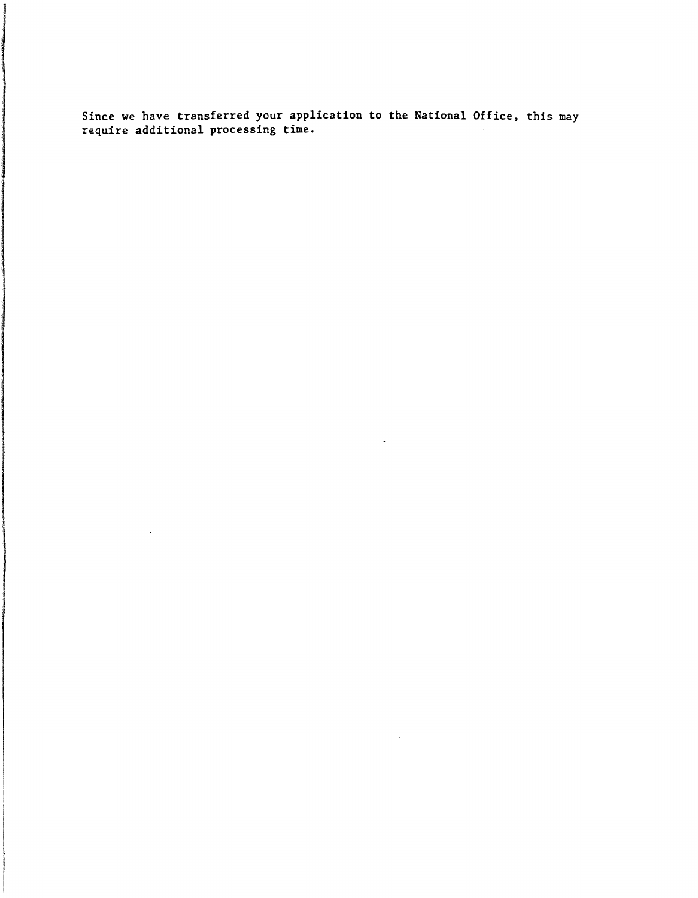Since we have transferred your application to the National Office, this may require additional processing time.